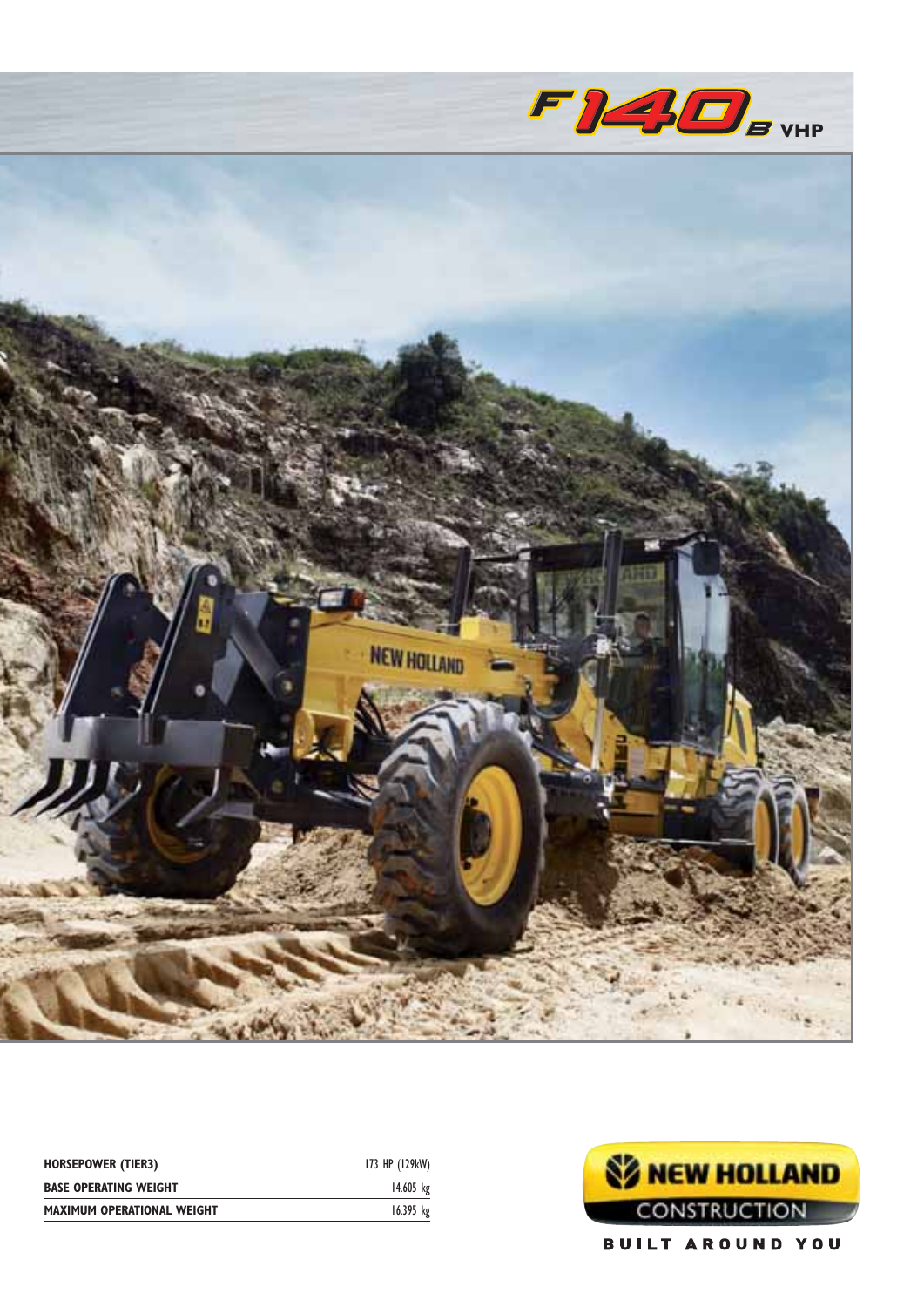# F140B VHP

| HORSEPOWER (TIER3) | 173 HP (129kW) |
|---|---|
| BASE OPERATING WEIGHT | 14.605 kg |
| MAXIMUM OPERATIONAL WEIGHT | 16.395 kg |

NEW HOLLAND CONSTRUCTION

BUILT AROUND YOU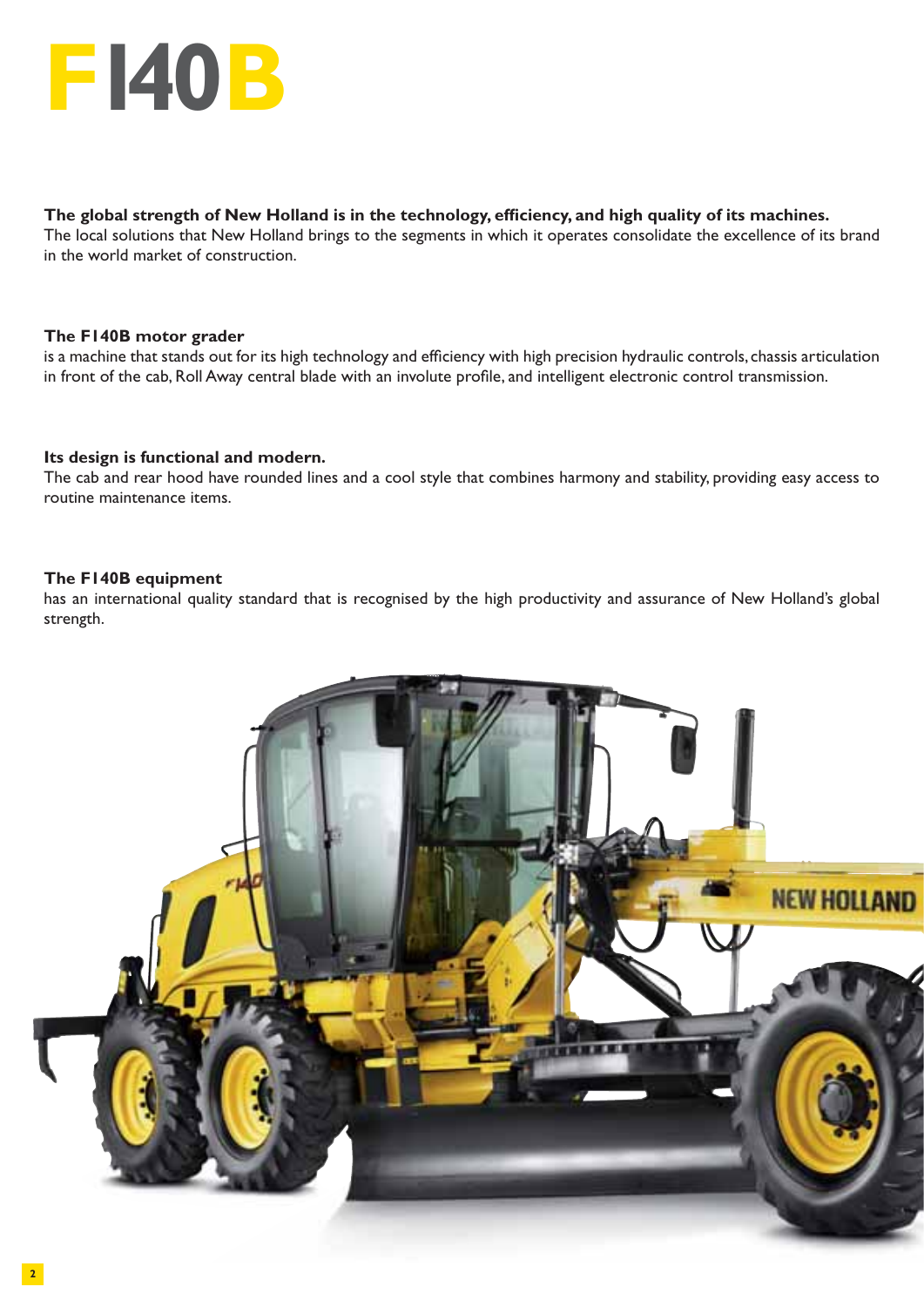# F140B

**The global strength of New Holland is in the technology, efficiency, and high quality of its machines.**
The local solutions that New Holland brings to the segments in which it operates consolidate the excellence of its brand in the world market of construction.

**The F140B motor grader**
is a machine that stands out for its high technology and efficiency with high precision hydraulic controls, chassis articulation in front of the cab, Roll Away central blade with an involute profile, and intelligent electronic control transmission.

**Its design is functional and modern.**
The cab and rear hood have rounded lines and a cool style that combines harmony and stability, providing easy access to routine maintenance items.

**The F140B equipment**
has an international quality standard that is recognised by the high productivity and assurance of New Holland's global strength.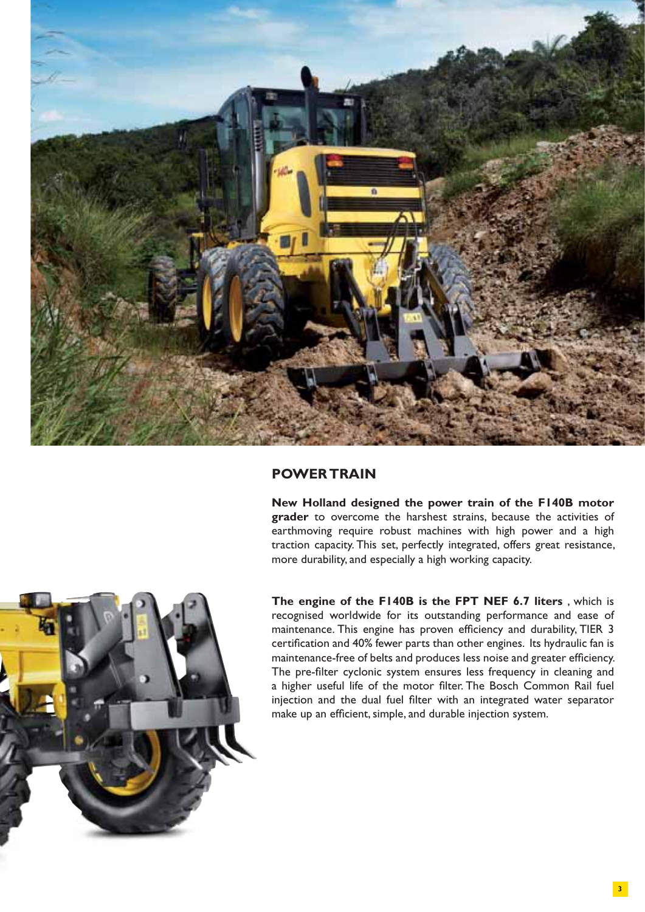## POWER TRAIN

**New Holland designed the power train of the F140B motor grader** to overcome the harshest strains, because the activities of earthmoving require robust machines with high power and a high traction capacity. This set, perfectly integrated, offers great resistance, more durability, and especially a high working capacity.

**The engine of the F140B is the FPT NEF 6.7 liters** , which is recognised worldwide for its outstanding performance and ease of maintenance. This engine has proven efficiency and durability, TIER 3 certification and 40% fewer parts than other engines. Its hydraulic fan is maintenance-free of belts and produces less noise and greater efficiency. The pre-filter cyclonic system ensures less frequency in cleaning and a higher useful life of the motor filter. The Bosch Common Rail fuel injection and the dual fuel filter with an integrated water separator make up an efficient, simple, and durable injection system.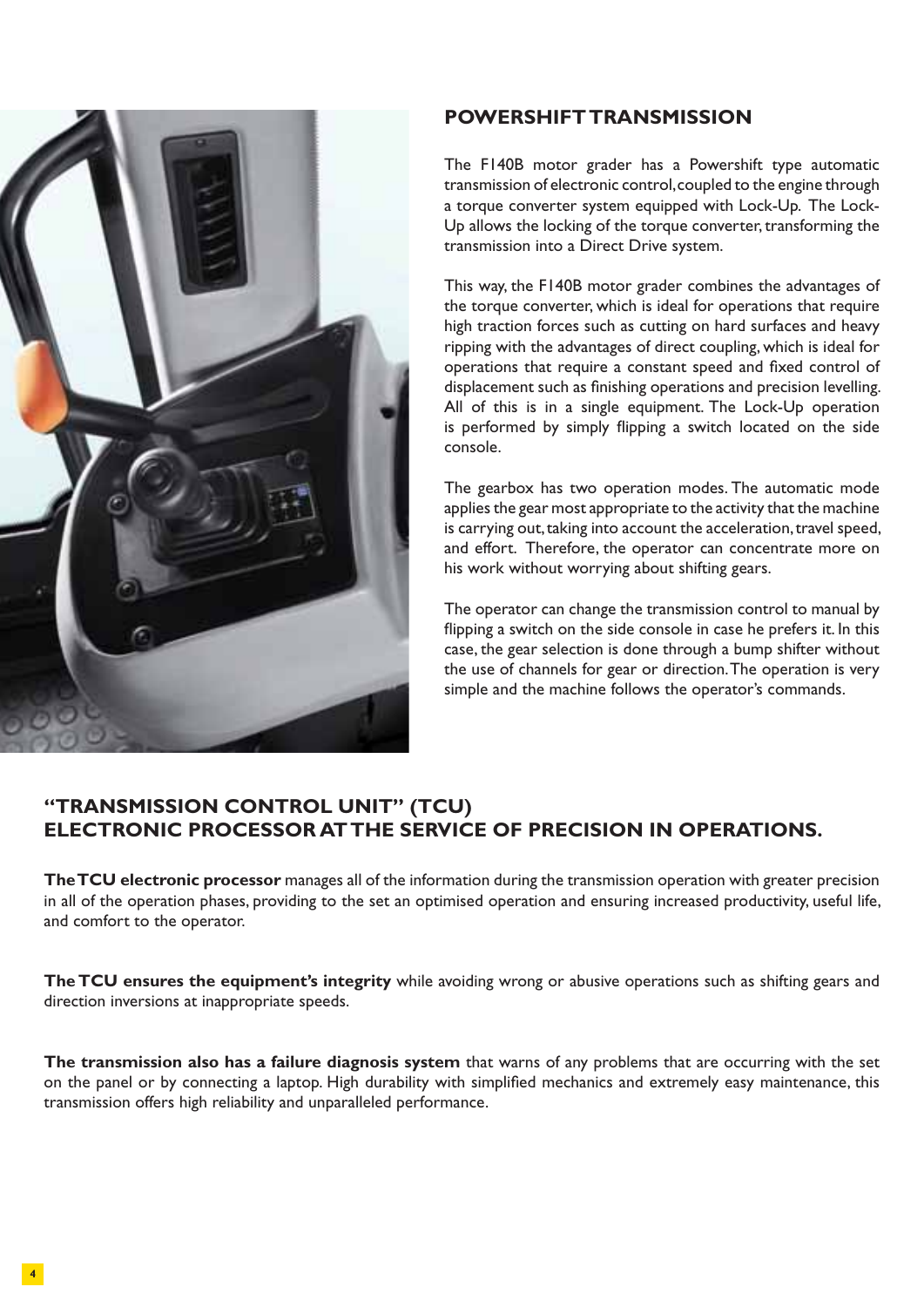## POWERSHIFT TRANSMISSION

The F140B motor grader has a Powershift type automatic transmission of electronic control, coupled to the engine through a torque converter system equipped with Lock-Up. The Lock-Up allows the locking of the torque converter, transforming the transmission into a Direct Drive system.

This way, the F140B motor grader combines the advantages of the torque converter, which is ideal for operations that require high traction forces such as cutting on hard surfaces and heavy ripping with the advantages of direct coupling, which is ideal for operations that require a constant speed and fixed control of displacement such as finishing operations and precision levelling. All of this is in a single equipment. The Lock-Up operation is performed by simply flipping a switch located on the side console.

The gearbox has two operation modes. The automatic mode applies the gear most appropriate to the activity that the machine is carrying out, taking into account the acceleration, travel speed, and effort. Therefore, the operator can concentrate more on his work without worrying about shifting gears.

The operator can change the transmission control to manual by flipping a switch on the side console in case he prefers it. In this case, the gear selection is done through a bump shifter without the use of channels for gear or direction. The operation is very simple and the machine follows the operator's commands.

## "TRANSMISSION CONTROL UNIT" (TCU) ELECTRONIC PROCESSOR AT THE SERVICE OF PRECISION IN OPERATIONS.

**The TCU electronic processor** manages all of the information during the transmission operation with greater precision in all of the operation phases, providing to the set an optimised operation and ensuring increased productivity, useful life, and comfort to the operator.

**The TCU ensures the equipment's integrity** while avoiding wrong or abusive operations such as shifting gears and direction inversions at inappropriate speeds.

**The transmission also has a failure diagnosis system** that warns of any problems that are occurring with the set on the panel or by connecting a laptop. High durability with simplified mechanics and extremely easy maintenance, this transmission offers high reliability and unparalleled performance.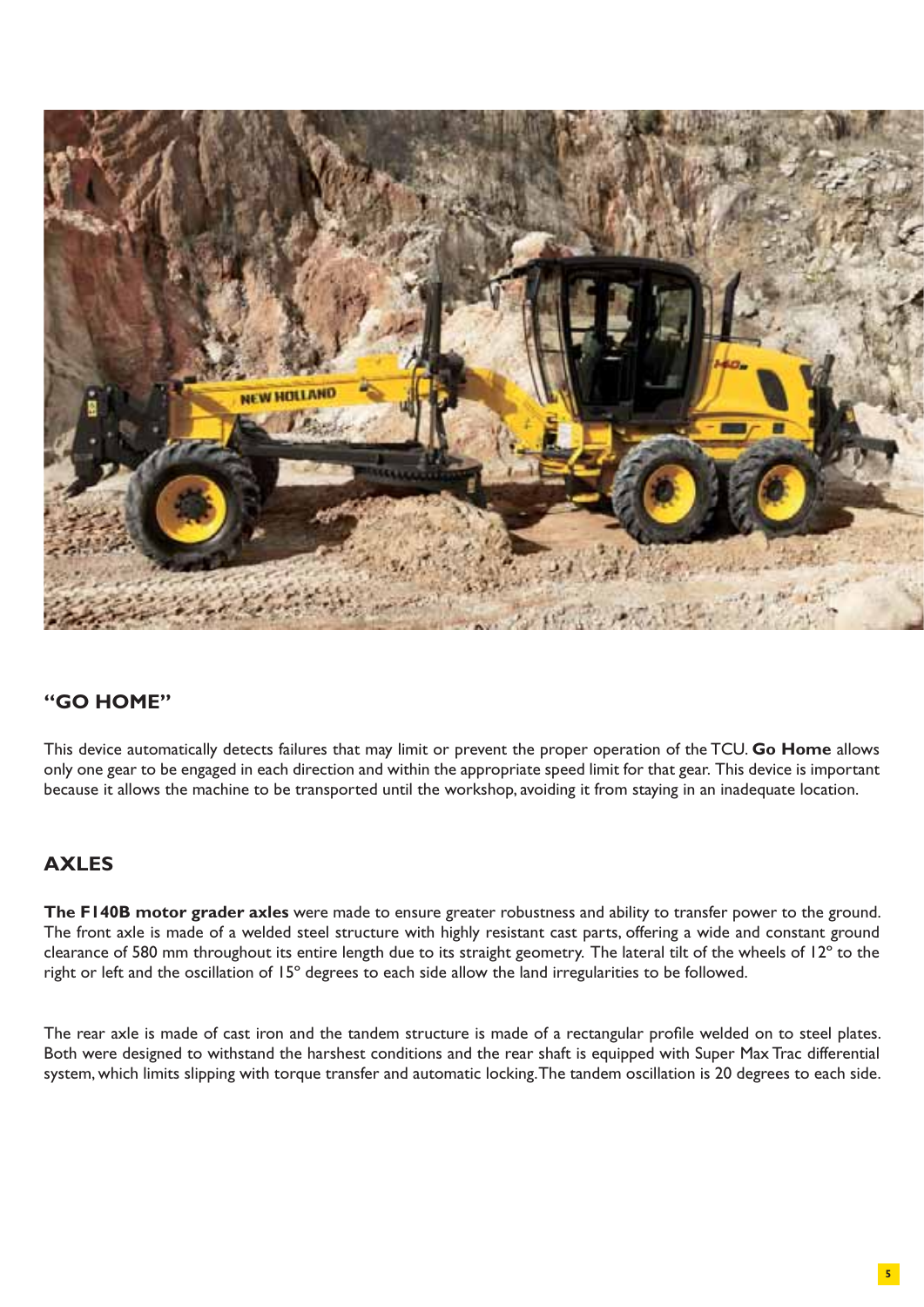## “GO HOME”

This device automatically detects failures that may limit or prevent the proper operation of the TCU. **Go Home** allows only one gear to be engaged in each direction and within the appropriate speed limit for that gear. This device is important because it allows the machine to be transported until the workshop, avoiding it from staying in an inadequate location.

## AXLES

**The F140B motor grader axles** were made to ensure greater robustness and ability to transfer power to the ground. The front axle is made of a welded steel structure with highly resistant cast parts, offering a wide and constant ground clearance of 580 mm throughout its entire length due to its straight geometry. The lateral tilt of the wheels of 12º to the right or left and the oscillation of 15º degrees to each side allow the land irregularities to be followed.

The rear axle is made of cast iron and the tandem structure is made of a rectangular profile welded on to steel plates. Both were designed to withstand the harshest conditions and the rear shaft is equipped with Super Max Trac differential system, which limits slipping with torque transfer and automatic locking. The tandem oscillation is 20 degrees to each side.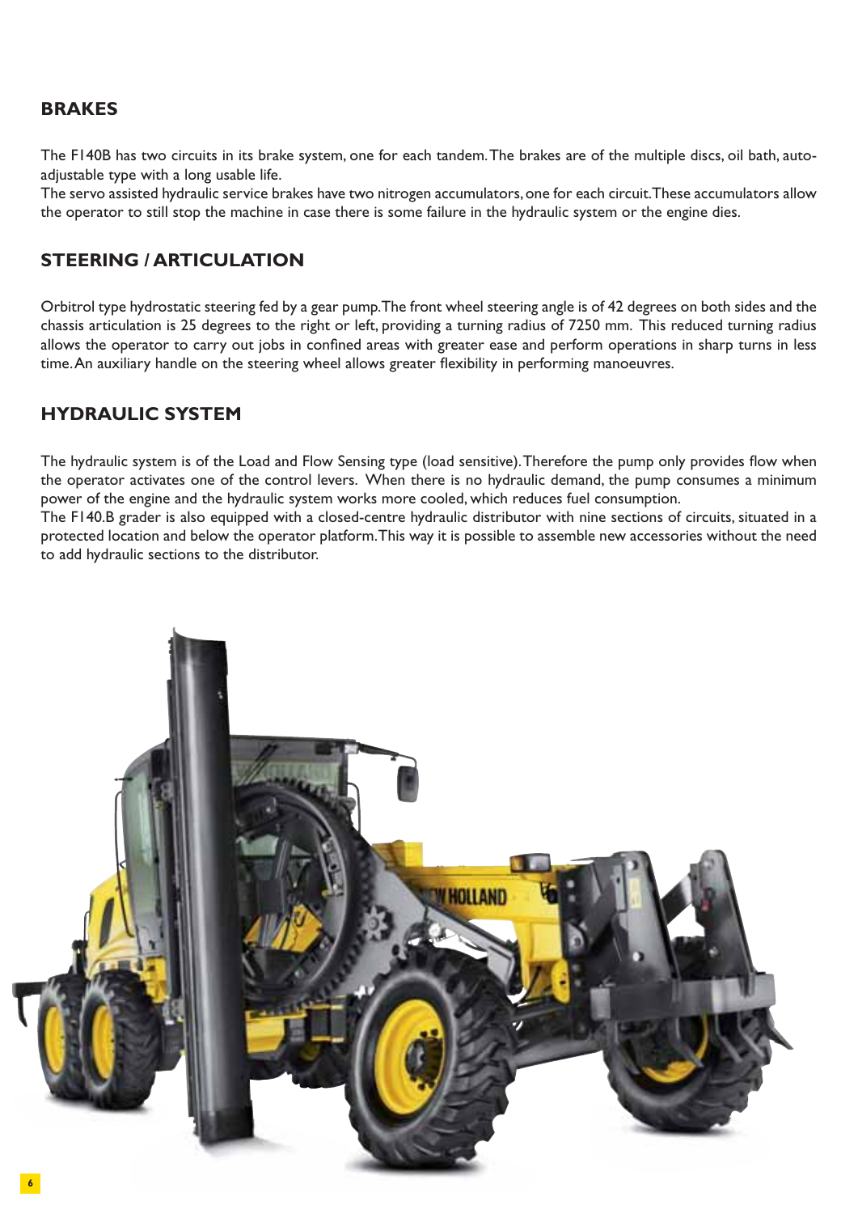## BRAKES

The F140B has two circuits in its brake system, one for each tandem. The brakes are of the multiple discs, oil bath, auto-adjustable type with a long usable life.

The servo assisted hydraulic service brakes have two nitrogen accumulators, one for each circuit. These accumulators allow the operator to still stop the machine in case there is some failure in the hydraulic system or the engine dies.

## STEERING / ARTICULATION

Orbitrol type hydrostatic steering fed by a gear pump. The front wheel steering angle is of 42 degrees on both sides and the chassis articulation is 25 degrees to the right or left, providing a turning radius of 7250 mm. This reduced turning radius allows the operator to carry out jobs in confined areas with greater ease and perform operations in sharp turns in less time. An auxiliary handle on the steering wheel allows greater flexibility in performing manoeuvres.

## HYDRAULIC SYSTEM

The hydraulic system is of the Load and Flow Sensing type (load sensitive). Therefore the pump only provides flow when the operator activates one of the control levers. When there is no hydraulic demand, the pump consumes a minimum power of the engine and the hydraulic system works more cooled, which reduces fuel consumption.

The F140.B grader is also equipped with a closed-centre hydraulic distributor with nine sections of circuits, situated in a protected location and below the operator platform. This way it is possible to assemble new accessories without the need to add hydraulic sections to the distributor.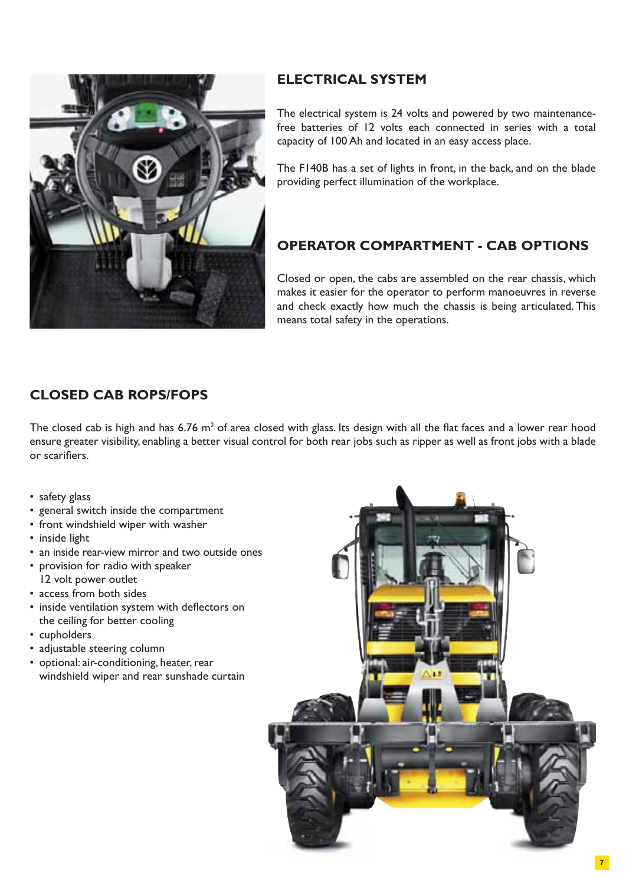## ELECTRICAL SYSTEM

The electrical system is 24 volts and powered by two maintenance-free batteries of 12 volts each connected in series with a total capacity of 100 Ah and located in an easy access place.

The F140B has a set of lights in front, in the back, and on the blade providing perfect illumination of the workplace.

## OPERATOR COMPARTMENT - CAB OPTIONS

Closed or open, the cabs are assembled on the rear chassis, which makes it easier for the operator to perform manoeuvres in reverse and check exactly how much the chassis is being articulated. This means total safety in the operations.

## CLOSED CAB ROPS/FOPS

The closed cab is high and has 6.76 $m^2$ of area closed with glass. Its design with all the flat faces and a lower rear hood ensure greater visibility, enabling a better visual control for both rear jobs such as ripper as well as front jobs with a blade or scarifiers.

- safety glass
- general switch inside the compartment
- front windshield wiper with washer
- inside light
- an inside rear-view mirror and two outside ones
- provision for radio with speaker
  12 volt power outlet
- access from both sides
- inside ventilation system with deflectors on the ceiling for better cooling
- cupholders
- adjustable steering column
- optional: air-conditioning, heater, rear windshield wiper and rear sunshade curtain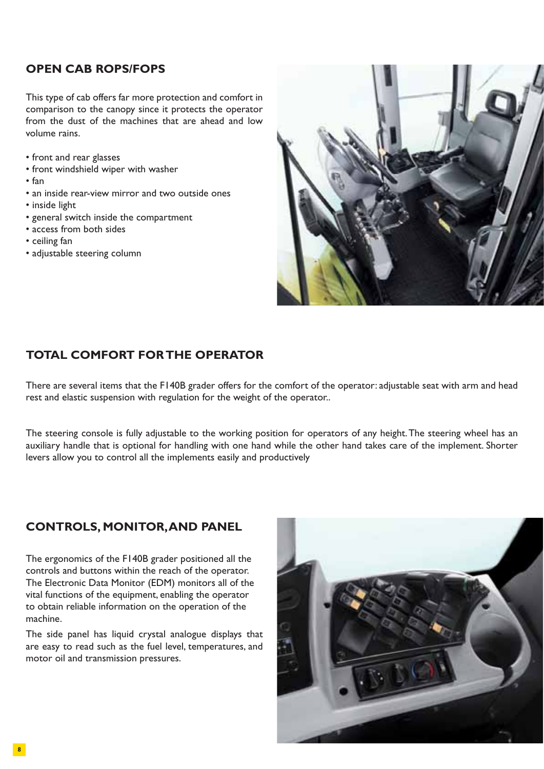## OPEN CAB ROPS/FOPS

This type of cab offers far more protection and comfort in comparison to the canopy since it protects the operator from the dust of the machines that are ahead and low volume rains.

- front and rear glasses
- front windshield wiper with washer
- fan
- an inside rear-view mirror and two outside ones
- inside light
- general switch inside the compartment
- access from both sides
- ceiling fan
- adjustable steering column

## TOTAL COMFORT FOR THE OPERATOR

There are several items that the F140B grader offers for the comfort of the operator: adjustable seat with arm and head rest and elastic suspension with regulation for the weight of the operator..

The steering console is fully adjustable to the working position for operators of any height. The steering wheel has an auxiliary handle that is optional for handling with one hand while the other hand takes care of the implement. Shorter levers allow you to control all the implements easily and productively

## CONTROLS, MONITOR, AND PANEL

The ergonomics of the F140B grader positioned all the controls and buttons within the reach of the operator. The Electronic Data Monitor (EDM) monitors all of the vital functions of the equipment, enabling the operator to obtain reliable information on the operation of the machine.

The side panel has liquid crystal analogue displays that are easy to read such as the fuel level, temperatures, and motor oil and transmission pressures.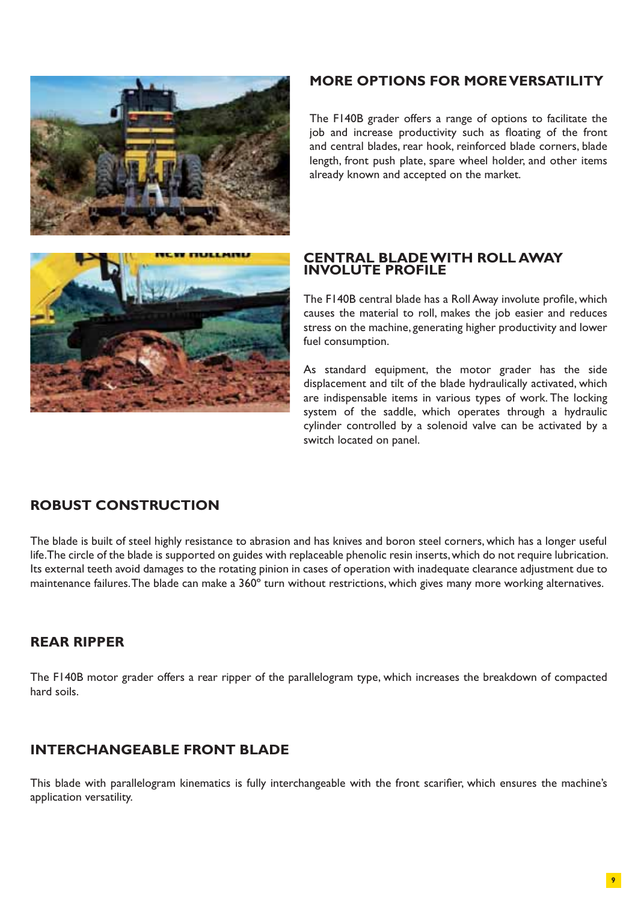## MORE OPTIONS FOR MORE VERSATILITY

The F140B grader offers a range of options to facilitate the job and increase productivity such as floating of the front and central blades, rear hook, reinforced blade corners, blade length, front push plate, spare wheel holder, and other items already known and accepted on the market.

## CENTRAL BLADE WITH ROLL AWAY INVOLUTE PROFILE

The F140B central blade has a Roll Away involute profile, which causes the material to roll, makes the job easier and reduces stress on the machine, generating higher productivity and lower fuel consumption.

As standard equipment, the motor grader has the side displacement and tilt of the blade hydraulically activated, which are indispensable items in various types of work. The locking system of the saddle, which operates through a hydraulic cylinder controlled by a solenoid valve can be activated by a switch located on panel.

## ROBUST CONSTRUCTION

The blade is built of steel highly resistance to abrasion and has knives and boron steel corners, which has a longer useful life. The circle of the blade is supported on guides with replaceable phenolic resin inserts, which do not require lubrication. Its external teeth avoid damages to the rotating pinion in cases of operation with inadequate clearance adjustment due to maintenance failures. The blade can make a 360º turn without restrictions, which gives many more working alternatives.

## REAR RIPPER

The F140B motor grader offers a rear ripper of the parallelogram type, which increases the breakdown of compacted hard soils.

## INTERCHANGEABLE FRONT BLADE

This blade with parallelogram kinematics is fully interchangeable with the front scarifier, which ensures the machine's application versatility.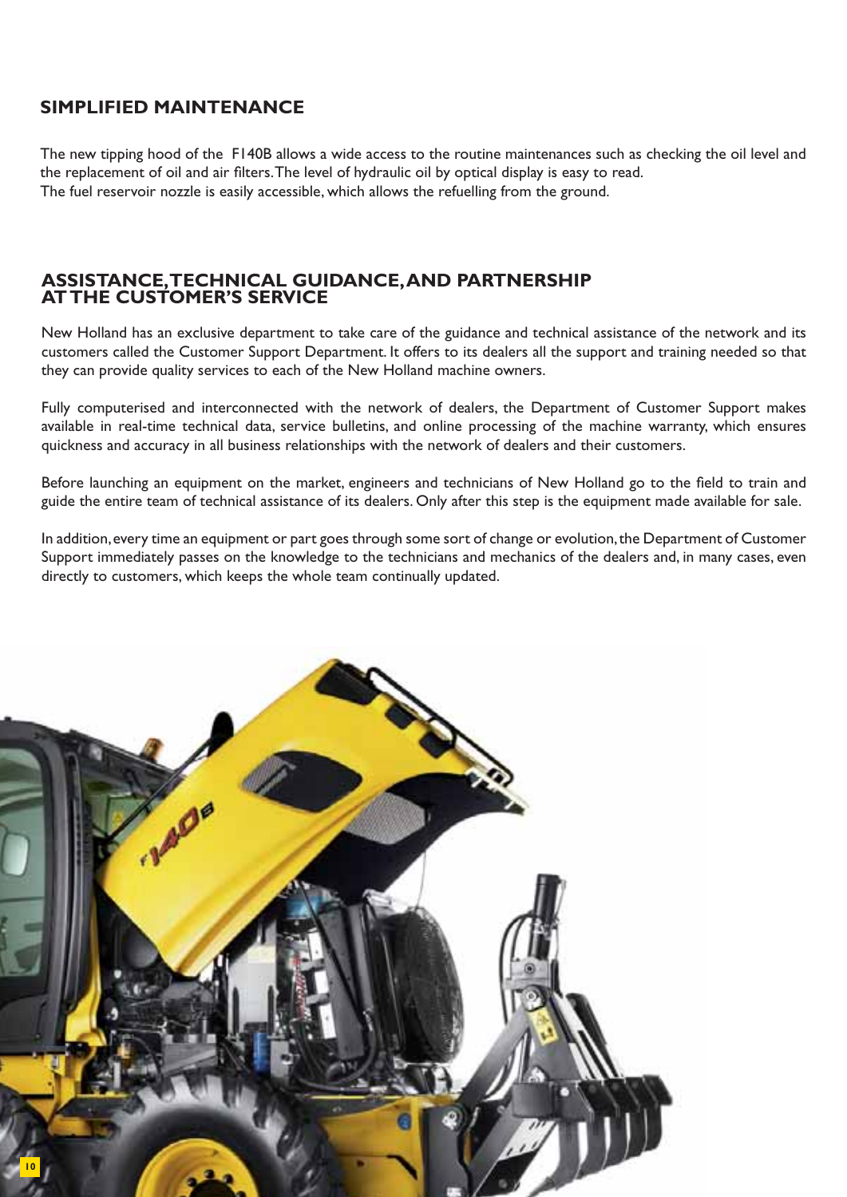## SIMPLIFIED MAINTENANCE

The new tipping hood of the F140B allows a wide access to the routine maintenances such as checking the oil level and the replacement of oil and air filters. The level of hydraulic oil by optical display is easy to read.
The fuel reservoir nozzle is easily accessible, which allows the refuelling from the ground.

## ASSISTANCE, TECHNICAL GUIDANCE, AND PARTNERSHIP AT THE CUSTOMER'S SERVICE

New Holland has an exclusive department to take care of the guidance and technical assistance of the network and its customers called the Customer Support Department. It offers to its dealers all the support and training needed so that they can provide quality services to each of the New Holland machine owners.

Fully computerised and interconnected with the network of dealers, the Department of Customer Support makes available in real-time technical data, service bulletins, and online processing of the machine warranty, which ensures quickness and accuracy in all business relationships with the network of dealers and their customers.

Before launching an equipment on the market, engineers and technicians of New Holland go to the field to train and guide the entire team of technical assistance of its dealers. Only after this step is the equipment made available for sale.

In addition, every time an equipment or part goes through some sort of change or evolution, the Department of Customer Support immediately passes on the knowledge to the technicians and mechanics of the dealers and, in many cases, even directly to customers, which keeps the whole team continually updated.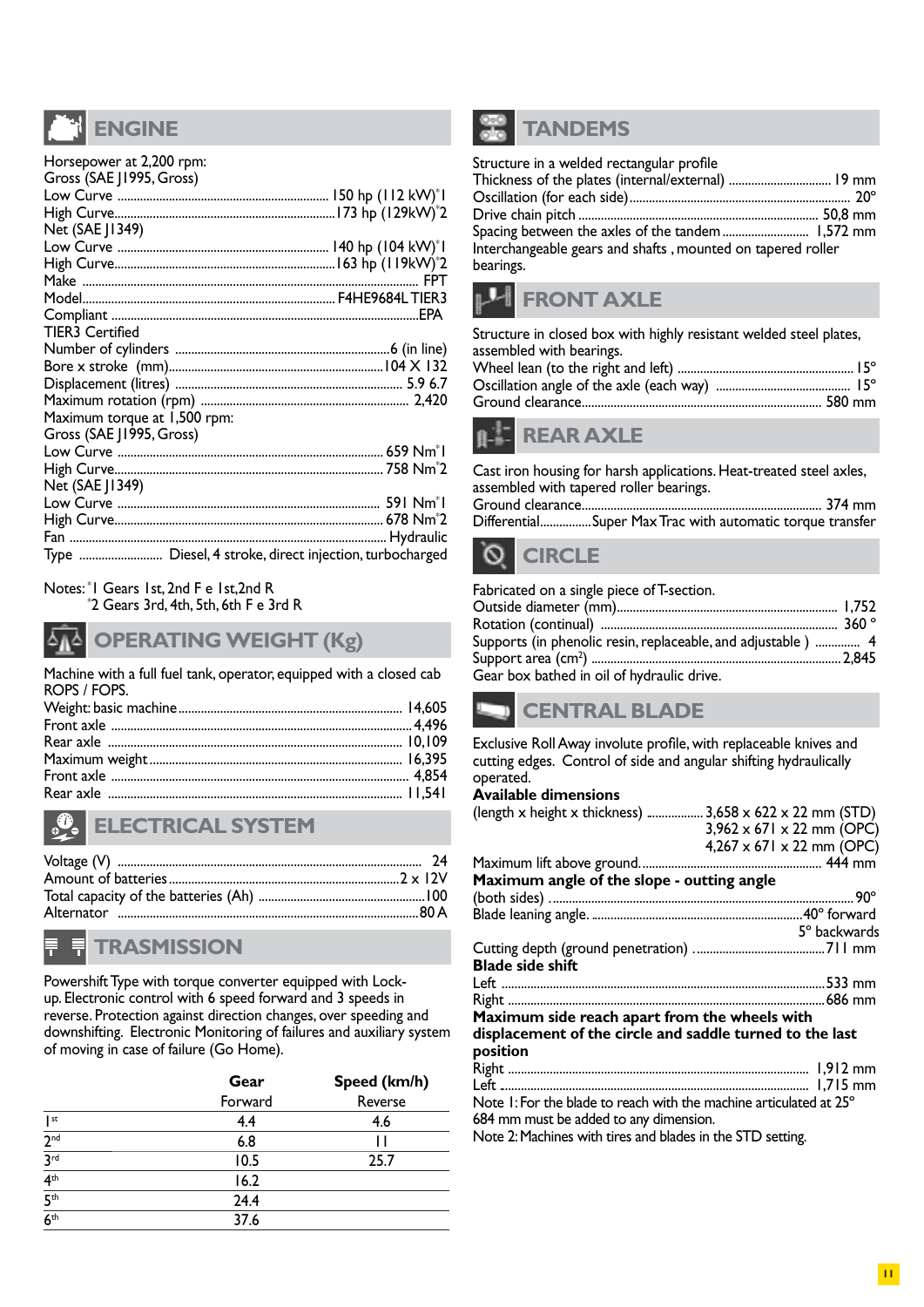## ENGINE

Horsepower at 2,200 rpm:
Gross (SAE J1995, Gross)
Low Curve ........................................ 150 hp (112 kW)*1
High Curve........................................ 173 hp (129kW)*2
Net (SAE J1349)
Low Curve ........................................ 140 hp (104 kW)*1
High Curve........................................ 163 hp (119kW)*2
Make ........................................ FPT
Model........................................ F4HE9684L TIER3
Compliant ........................................ EPA
TIER3 Certified
Number of cylinders ........................................ 6 (in line)
Bore x stroke (mm)........................................ 104 X 132
Displacement (litres) ........................................ 5.9 6.7
Maximum rotation (rpm) ........................................ 2,420
Maximum torque at 1,500 rpm:
Gross (SAE J1995, Gross)
Low Curve ........................................ 659 Nm*1
High Curve........................................ 758 Nm*2
Net (SAE J1349)
Low Curve ........................................ 591 Nm*1
High Curve........................................ 678 Nm*2
Fan ........................................ Hydraulic
Type ........................ Diesel, 4 stroke, direct injection, turbocharged

Notes: *1 Gears 1st, 2nd F e 1st,2nd R
*2 Gears 3rd, 4th, 5th, 6th F e 3rd R

## OPERATING WEIGHT (Kg)

Machine with a full fuel tank, operator, equipped with a closed cab ROPS / FOPS.
Weight: basic machine........................................ 14,605
Front axle ........................................ 4,496
Rear axle ........................................ 10,109
Maximum weight........................................ 16,395
Front axle ........................................ 4,854
Rear axle ........................................ 11,541

## ELECTRICAL SYSTEM

Voltage (V) ........................................ 24
Amount of batteries........................................ 2 x 12V
Total capacity of the batteries (Ah) ........................................ 100
Alternator ........................................ 80 A

## TRASMISSION

Powershift Type with torque converter equipped with Lock-up. Electronic control with 6 speed forward and 3 speeds in reverse. Protection against direction changes, over speeding and downshifting. Electronic Monitoring of failures and auxiliary system of moving in case of failure (Go Home).

| Gear | Speed (km/h) Forward | Reverse |
|---|---|---|
| 1st | 4.4 | 4.6 |
| 2nd | 6.8 | 11 |
| 3rd | 10.5 | 25.7 |
| 4th | 16.2 | |
| 5th | 24.4 | |
| 6th | 37.6 | |

## TANDEMS

Structure in a welded rectangular profile
Thickness of the plates (internal/external) ........................................ 19 mm
Oscillation (for each side)........................................ 20°
Drive chain pitch ........................................ 50,8 mm
Spacing between the axles of the tandem........................................ 1,572 mm
Interchangeable gears and shafts , mounted on tapered roller bearings.

## FRONT AXLE

Structure in closed box with highly resistant welded steel plates, assembled with bearings.
Wheel lean (to the right and left) ........................................ 15°
Oscillation angle of the axle (each way) ........................................ 15°
Ground clearance........................................ 580 mm

## REAR AXLE

Cast iron housing for harsh applications. Heat-treated steel axles, assembled with tapered roller bearings.
Ground clearance........................................ 374 mm
Differential................Super Max Trac with automatic torque transfer

## CIRCLE

Fabricated on a single piece of T-section.
Outside diameter (mm)........................................ 1,752
Rotation (continual) ........................................ 360 °
Supports (in phenolic resin, replaceable, and adjustable ) ............. 4
Support area ($cm^2$) ........................................ 2,845
Gear box bathed in oil of hydraulic drive.

## CENTRAL BLADE

Exclusive Roll Away involute profile, with replaceable knives and cutting edges. Control of side and angular shifting hydraulically operated.

**Available dimensions**
(length x height x thickness) ................ 3,658 x 622 x 22 mm (STD)
3,962 x 671 x 22 mm (OPC)
4,267 x 671 x 22 mm (OPC)
Maximum lift above ground........................................ 444 mm

**Maximum angle of the slope - outting angle**
(both sides) ........................................ 90°
Blade leaning angle. ........................................ 40° forward
5° backwards
Cutting depth (ground penetration) ........................................ 711 mm

**Blade side shift**
Left ........................................ 533 mm
Right ........................................ 686 mm

**Maximum side reach apart from the wheels with displacement of the circle and saddle turned to the last position**
Right ........................................ 1,912 mm
Left ........................................ 1,715 mm
Note 1: For the blade to reach with the machine articulated at 25° 684 mm must be added to any dimension.
Note 2: Machines with tires and blades in the STD setting.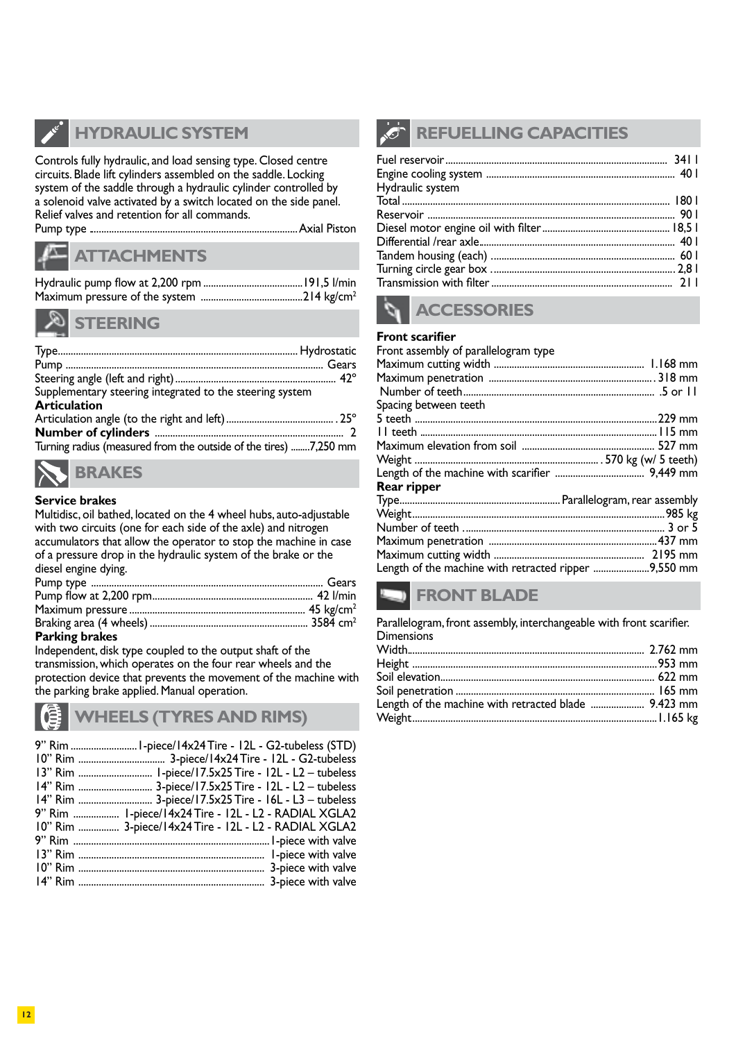## HYDRAULIC SYSTEM

Controls fully hydraulic, and load sensing type. Closed centre circuits. Blade lift cylinders assembled on the saddle. Locking system of the saddle through a hydraulic cylinder controlled by a solenoid valve activated by a switch located on the side panel. Relief valves and retention for all commands.

Pump type ........ Axial Piston

## ATTACHMENTS

Hydraulic pump flow at 2,200 rpm ........ 191,5 l/min
Maximum pressure of the system ........ 214 kg/cm²

## STEERING

Type........ Hydrostatic
Pump ........ Gears
Steering angle (left and right)........ 42º
Supplementary steering integrated to the steering system

**Articulation**

Articulation angle (to the right and left)........ 25º

**Number of cylinders** ........ 2

Turning radius (measured from the outside of the tires) ........7,250 mm

## BRAKES

**Service brakes**

Multidisc, oil bathed, located on the 4 wheel hubs, auto-adjustable with two circuits (one for each side of the axle) and nitrogen accumulators that allow the operator to stop the machine in case of a pressure drop in the hydraulic system of the brake or the diesel engine dying.

Pump type ........ Gears
Pump flow at 2,200 rpm........ 42 l/min
Maximum pressure ........ 45 kg/cm²
Braking area (4 wheels) ........ 3584 cm²

**Parking brakes**

Independent, disk type coupled to the output shaft of the transmission, which operates on the four rear wheels and the protection device that prevents the movement of the machine with the parking brake applied. Manual operation.

## WHEELS (TYRES AND RIMS)

9" Rim ........ 1-piece/14x24 Tire - 12L - G2-tubeless (STD)
10" Rim ........ 3-piece/14x24 Tire - 12L - G2-tubeless
13" Rim ........ 1-piece/17.5x25 Tire - 12L - L2 – tubeless
14" Rim ........ 3-piece/17.5x25 Tire - 12L - L2 – tubeless
14" Rim ........ 3-piece/17.5x25 Tire - 16L - L3 – tubeless
9" Rim ........ 1-piece/14x24 Tire - 12L - L2 - RADIAL XGLA2
10" Rim ........ 3-piece/14x24 Tire - 12L - L2 - RADIAL XGLA2
9" Rim ........ 1-piece with valve
13" Rim ........ 1-piece with valve
10" Rim ........ 3-piece with valve
14" Rim ........ 3-piece with valve

## REFUELLING CAPACITIES

Fuel reservoir ........ 341 l
Engine cooling system ........ 40 l
Hydraulic system
Total ........ 180 l
Reservoir ........ 90 l
Diesel motor engine oil with filter ........ 18,5 l
Differential /rear axle........ 40 l
Tandem housing (each) ........ 60 l
Turning circle gear box ........ 2,8 l
Transmission with filter ........ 21 l

## ACCESSORIES

**Front scarifier**

Front assembly of parallelogram type
Maximum cutting width ........ 1.168 mm
Maximum penetration ........ 318 mm
Number of teeth........ 5 or 11
Spacing between teeth
5 teeth ........ 229 mm
11 teeth ........ 115 mm
Maximum elevation from soil ........ 527 mm
Weight ........ 570 kg (w/ 5 teeth)
Length of the machine with scarifier ........ 9,449 mm

**Rear ripper**

Type........ Parallelogram, rear assembly
Weight........ 985 kg
Number of teeth ........ 3 or 5
Maximum penetration ........ 437 mm
Maximum cutting width ........ 2195 mm
Length of the machine with retracted ripper ........ 9,550 mm

## FRONT BLADE

Parallelogram, front assembly, interchangeable with front scarifier.

Dimensions
Width........ 2.762 mm
Height ........ 953 mm
Soil elevation........ 622 mm
Soil penetration ........ 165 mm
Length of the machine with retracted blade ........ 9.423 mm
Weight........ 1.165 kg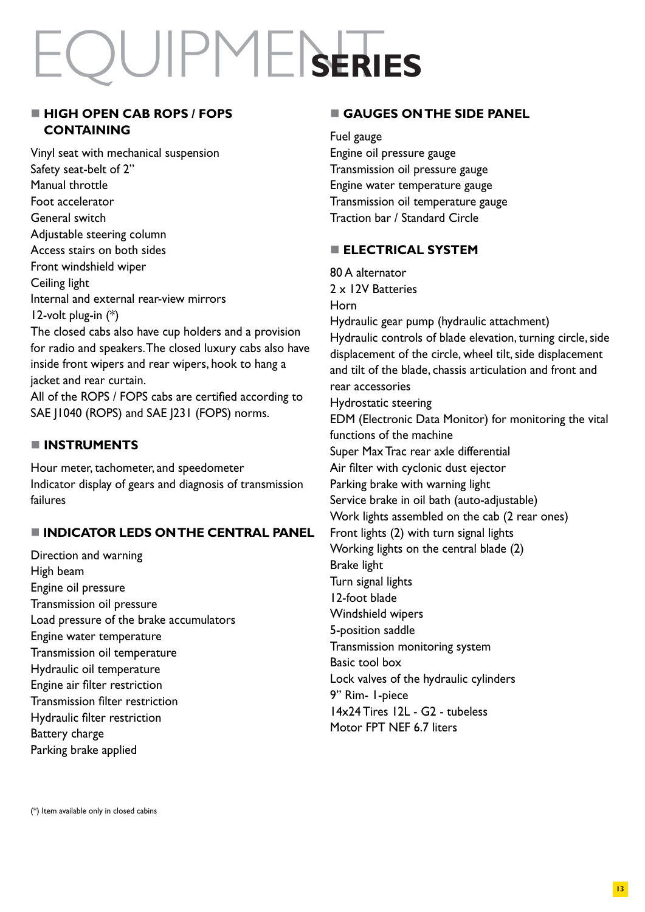# EQUIPMENT SERIES

## HIGH OPEN CAB ROPS / FOPS CONTAINING

Vinyl seat with mechanical suspension
Safety seat-belt of 2"
Manual throttle
Foot accelerator
General switch
Adjustable steering column
Access stairs on both sides
Front windshield wiper
Ceiling light
Internal and external rear-view mirrors
12-volt plug-in (*)
The closed cabs also have cup holders and a provision for radio and speakers. The closed luxury cabs also have inside front wipers and rear wipers, hook to hang a jacket and rear curtain.
All of the ROPS / FOPS cabs are certified according to SAE J1040 (ROPS) and SAE J231 (FOPS) norms.

## INSTRUMENTS

Hour meter, tachometer, and speedometer
Indicator display of gears and diagnosis of transmission failures

## INDICATOR LEDS ON THE CENTRAL PANEL

Direction and warning
High beam
Engine oil pressure
Transmission oil pressure
Load pressure of the brake accumulators
Engine water temperature
Transmission oil temperature
Hydraulic oil temperature
Engine air filter restriction
Transmission filter restriction
Hydraulic filter restriction
Battery charge
Parking brake applied

## GAUGES ON THE SIDE PANEL

Fuel gauge
Engine oil pressure gauge
Transmission oil pressure gauge
Engine water temperature gauge
Transmission oil temperature gauge
Traction bar / Standard Circle

## ELECTRICAL SYSTEM

80 A alternator
2 x 12V Batteries
Horn
Hydraulic gear pump (hydraulic attachment)
Hydraulic controls of blade elevation, turning circle, side displacement of the circle, wheel tilt, side displacement and tilt of the blade, chassis articulation and front and rear accessories
Hydrostatic steering
EDM (Electronic Data Monitor) for monitoring the vital functions of the machine
Super Max Trac rear axle differential
Air filter with cyclonic dust ejector
Parking brake with warning light
Service brake in oil bath (auto-adjustable)
Work lights assembled on the cab (2 rear ones)
Front lights (2) with turn signal lights
Working lights on the central blade (2)
Brake light
Turn signal lights
12-foot blade
Windshield wipers
5-position saddle
Transmission monitoring system
Basic tool box
Lock valves of the hydraulic cylinders
9" Rim- 1-piece
14x24 Tires 12L - G2 - tubeless
Motor FPT NEF 6.7 liters

(*) Item available only in closed cabins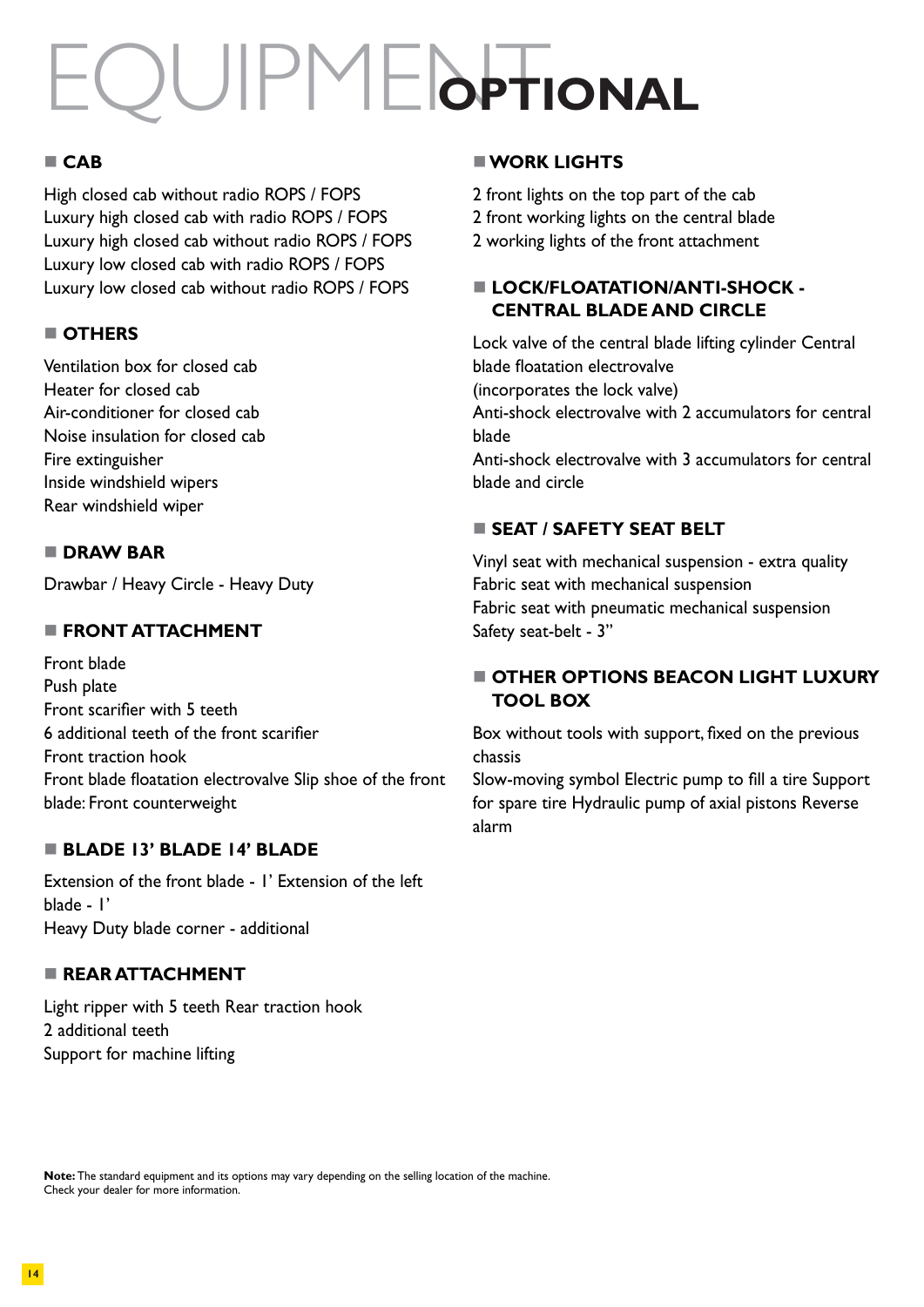# EQUIPMENT OPTIONAL

## CAB

High closed cab without radio ROPS / FOPS
Luxury high closed cab with radio ROPS / FOPS
Luxury high closed cab without radio ROPS / FOPS
Luxury low closed cab with radio ROPS / FOPS
Luxury low closed cab without radio ROPS / FOPS

## OTHERS

Ventilation box for closed cab
Heater for closed cab
Air-conditioner for closed cab
Noise insulation for closed cab
Fire extinguisher
Inside windshield wipers
Rear windshield wiper

## DRAW BAR

Drawbar / Heavy Circle - Heavy Duty

## FRONT ATTACHMENT

Front blade
Push plate
Front scarifier with 5 teeth
6 additional teeth of the front scarifier
Front traction hook
Front blade floatation electrovalve Slip shoe of the front blade: Front counterweight

## BLADE 13' BLADE 14' BLADE

Extension of the front blade - 1' Extension of the left blade - 1'
Heavy Duty blade corner - additional

## REAR ATTACHMENT

Light ripper with 5 teeth Rear traction hook
2 additional teeth
Support for machine lifting

## WORK LIGHTS

2 front lights on the top part of the cab
2 front working lights on the central blade
2 working lights of the front attachment

## LOCK/FLOATATION/ANTI-SHOCK - CENTRAL BLADE AND CIRCLE

Lock valve of the central blade lifting cylinder Central blade floatation electrovalve
(incorporates the lock valve)
Anti-shock electrovalve with 2 accumulators for central blade
Anti-shock electrovalve with 3 accumulators for central blade and circle

## SEAT / SAFETY SEAT BELT

Vinyl seat with mechanical suspension - extra quality
Fabric seat with mechanical suspension
Fabric seat with pneumatic mechanical suspension
Safety seat-belt - 3"

## OTHER OPTIONS BEACON LIGHT LUXURY TOOL BOX

Box without tools with support, fixed on the previous chassis
Slow-moving symbol Electric pump to fill a tire Support for spare tire Hydraulic pump of axial pistons Reverse alarm

**Note:** The standard equipment and its options may vary depending on the selling location of the machine.
Check your dealer for more information.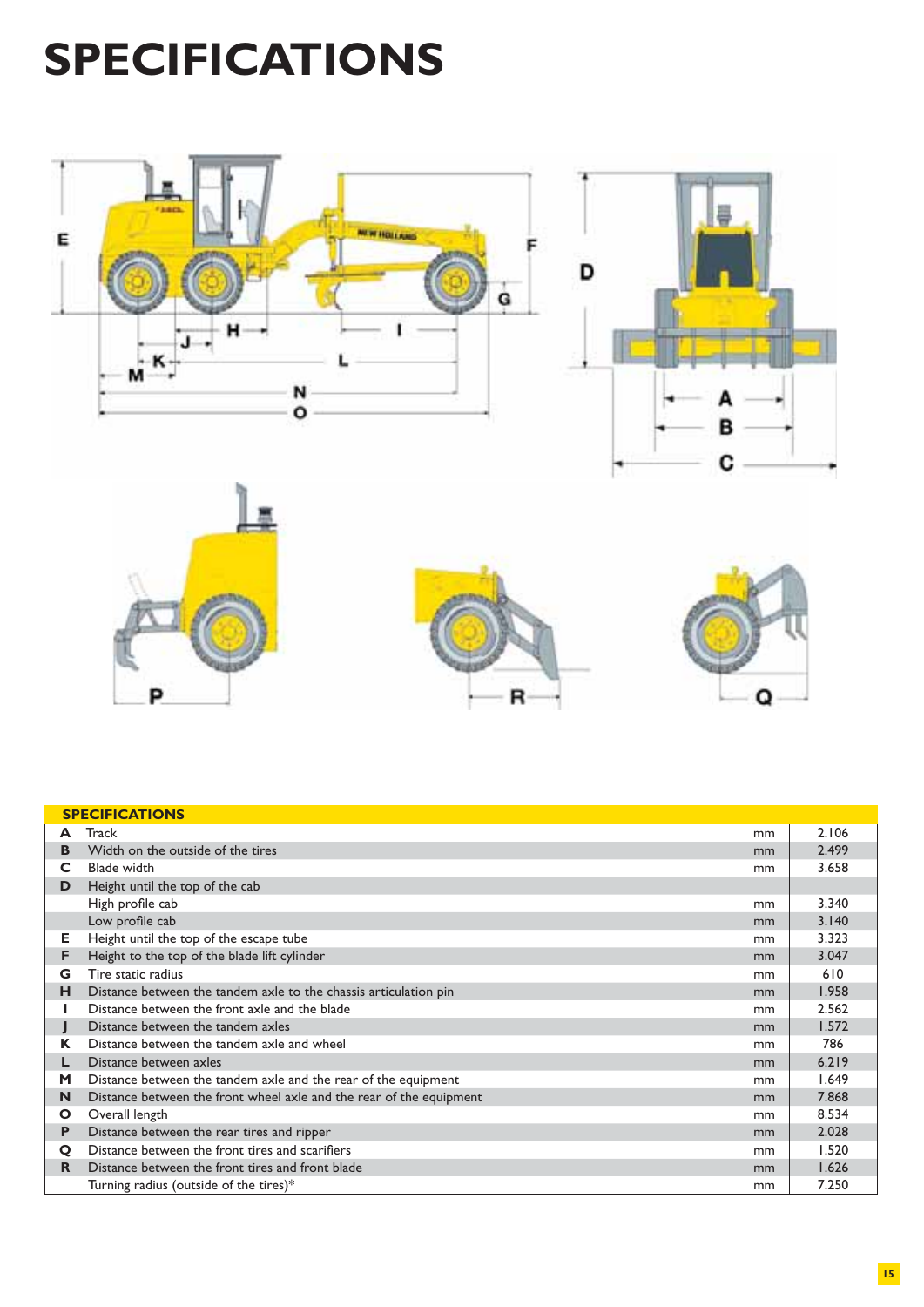# SPECIFICATIONS

| SPECIFICATIONS | | | |
|---|---|---|---|
| **A** | Track | mm | 2.106 |
| **B** | Width on the outside of the tires | mm | 2.499 |
| **C** | Blade width | mm | 3.658 |
| **D** | Height until the top of the cab | | |
| | High profile cab | mm | 3.340 |
| | Low profile cab | mm | 3.140 |
| **E** | Height until the top of the escape tube | mm | 3.323 |
| **F** | Height to the top of the blade lift cylinder | mm | 3.047 |
| **G** | Tire static radius | mm | 610 |
| **H** | Distance between the tandem axle to the chassis articulation pin | mm | 1.958 |
| **I** | Distance between the front axle and the blade | mm | 2.562 |
| **J** | Distance between the tandem axles | mm | 1.572 |
| **K** | Distance between the tandem axle and wheel | mm | 786 |
| **L** | Distance between axles | mm | 6.219 |
| **M** | Distance between the tandem axle and the rear of the equipment | mm | 1.649 |
| **N** | Distance between the front wheel axle and the rear of the equipment | mm | 7.868 |
| **O** | Overall length | mm | 8.534 |
| **P** | Distance between the rear tires and ripper | mm | 2.028 |
| **Q** | Distance between the front tires and scarifiers | mm | 1.520 |
| **R** | Distance between the front tires and front blade | mm | 1.626 |
| | Turning radius (outside of the tires)* | mm | 7.250 |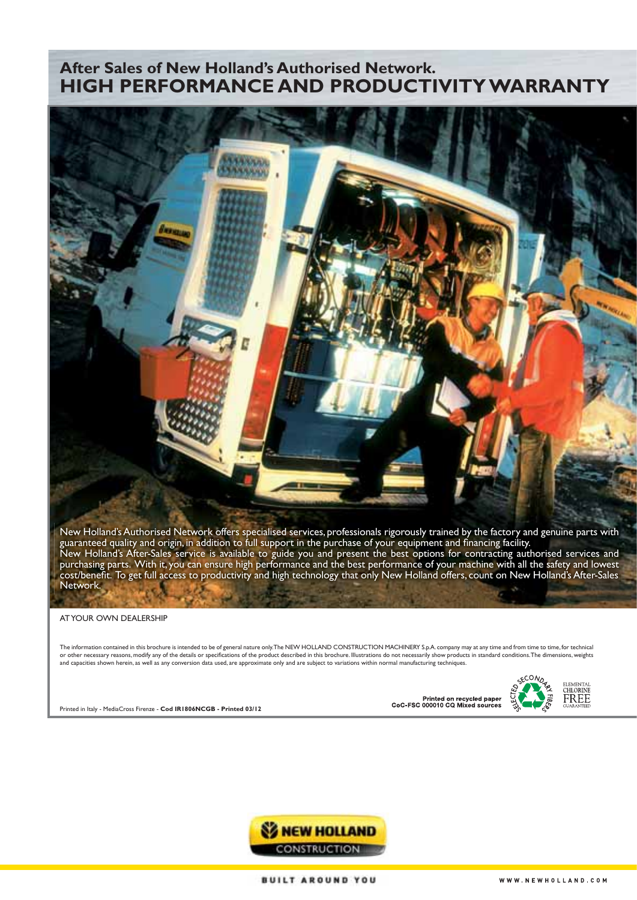# After Sales of New Holland's Authorised Network.
# HIGH PERFORMANCE AND PRODUCTIVITY WARRANTY

New Holland's Authorised Network offers specialised services, professionals rigorously trained by the factory and genuine parts with guaranteed quality and origin, in addition to full support in the purchase of your equipment and financing facility.
New Holland's After-Sales service is available to guide you and present the best options for contracting authorised services and purchasing parts. With it, you can ensure high performance and the best performance of your machine with all the safety and lowest cost/benefit. To get full access to productivity and high technology that only New Holland offers, count on New Holland's After-Sales Network.

AT YOUR OWN DEALERSHIP

The information contained in this brochure is intended to be of general nature only. The NEW HOLLAND CONSTRUCTION MACHINERY S.p.A. company may at any time and from time to time, for technical or other necessary reasons, modify any of the details or specifications of the product described in this brochure. Illustrations do not necessarily show products in standard conditions. The dimensions, weights and capacities shown herein, as well as any conversion data used, are approximate only and are subject to variations within normal manufacturing techniques.

Printed in Italy - MediaCross Firenze - **Cod IR1806NCGB - Printed 03/12**

**Printed on recycled paper**
**CoC-FSC 000010 CQ Mixed sources**

SELECTED SECONDARY FIBERS

ELEMENTAL CHLORINE FREE GUARANTEED

NEW HOLLAND CONSTRUCTION

BUILT AROUND YOU

WWW.NEWHOLLAND.COM